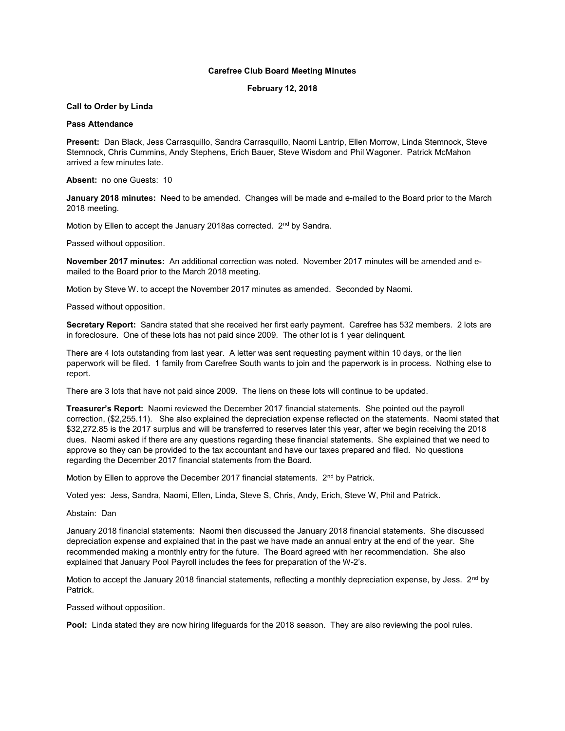**Carefree Club Board Meeting Minutes**

**February 12, 2018**

**Call to Order by Linda**

**Pass Attendance**

**Present:** Dan Black, Jess Carrasquillo, Sandra Carrasquillo, Naomi Lantrip, Ellen Morrow, Linda Stemnock, Steve Stemnock, Chris Cummins, Andy Stephens, Erich Bauer, Steve Wisdom and Phil Wagoner. Patrick McMahon arrived a few minutes late.

**Absent:** no one Guests: 10

**January 2018 minutes:** Need to be amended. Changes will be made and e-mailed to the Board prior to the March 2018 meeting.

Motion by Ellen to accept the January 2018as corrected. 2nd by Sandra.

Passed without opposition.

**November 2017 minutes:** An additional correction was noted. November 2017 minutes will be amended and e-mailed to the Board prior to the March 2018 meeting.

Motion by Steve W. to accept the November 2017 minutes as amended. Seconded by Naomi.

Passed without opposition.

**Secretary Report:** Sandra stated that she received her first early payment. Carefree has 532 members. 2 lots are in foreclosure. One of these lots has not paid since 2009. The other lot is 1 year delinquent.

There are 4 lots outstanding from last year. A letter was sent requesting payment within 10 days, or the lien paperwork will be filed. 1 family from Carefree South wants to join and the paperwork is in process. Nothing else to report.

There are 3 lots that have not paid since 2009. The liens on these lots will continue to be updated.

**Treasurer's Report:** Naomi reviewed the December 2017 financial statements. She pointed out the payroll correction, ($2,255.11). She also explained the depreciation expense reflected on the statements. Naomi stated that $32,272.85 is the 2017 surplus and will be transferred to reserves later this year, after we begin receiving the 2018 dues. Naomi asked if there are any questions regarding these financial statements. She explained that we need to approve so they can be provided to the tax accountant and have our taxes prepared and filed. No questions regarding the December 2017 financial statements from the Board.

Motion by Ellen to approve the December 2017 financial statements. 2nd by Patrick.

Voted yes: Jess, Sandra, Naomi, Ellen, Linda, Steve S, Chris, Andy, Erich, Steve W, Phil and Patrick.

Abstain: Dan

January 2018 financial statements: Naomi then discussed the January 2018 financial statements. She discussed depreciation expense and explained that in the past we have made an annual entry at the end of the year. She recommended making a monthly entry for the future. The Board agreed with her recommendation. She also explained that January Pool Payroll includes the fees for preparation of the W-2's.

Motion to accept the January 2018 financial statements, reflecting a monthly depreciation expense, by Jess. 2nd by Patrick.

Passed without opposition.

**Pool:** Linda stated they are now hiring lifeguards for the 2018 season. They are also reviewing the pool rules.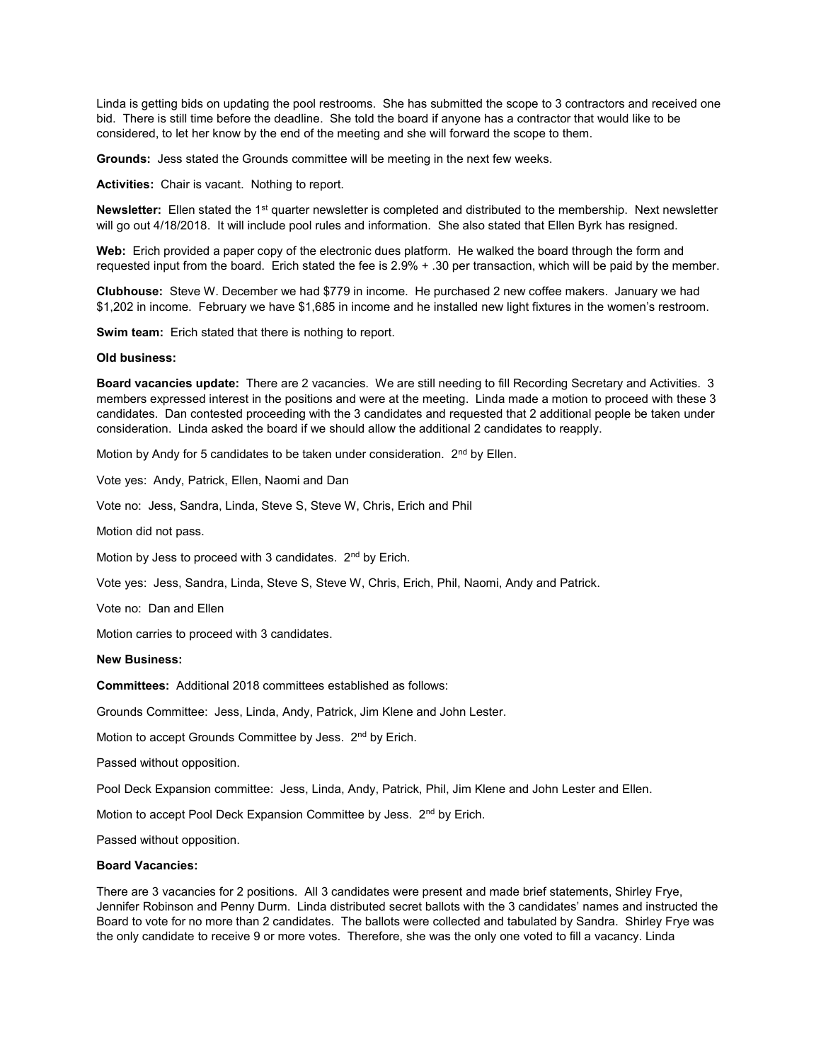Linda is getting bids on updating the pool restrooms. She has submitted the scope to 3 contractors and received one bid. There is still time before the deadline. She told the board if anyone has a contractor that would like to be considered, to let her know by the end of the meeting and she will forward the scope to them.

**Grounds:** Jess stated the Grounds committee will be meeting in the next few weeks.

**Activities:** Chair is vacant. Nothing to report.

**Newsletter:** Ellen stated the 1st quarter newsletter is completed and distributed to the membership. Next newsletter will go out 4/18/2018. It will include pool rules and information. She also stated that Ellen Byrk has resigned.

**Web:** Erich provided a paper copy of the electronic dues platform. He walked the board through the form and requested input from the board. Erich stated the fee is 2.9% + .30 per transaction, which will be paid by the member.

**Clubhouse:** Steve W. December we had $779 in income. He purchased 2 new coffee makers. January we had $1,202 in income. February we have $1,685 in income and he installed new light fixtures in the women's restroom.

**Swim team:** Erich stated that there is nothing to report.

**Old business:**

**Board vacancies update:** There are 2 vacancies. We are still needing to fill Recording Secretary and Activities. 3 members expressed interest in the positions and were at the meeting. Linda made a motion to proceed with these 3 candidates. Dan contested proceeding with the 3 candidates and requested that 2 additional people be taken under consideration. Linda asked the board if we should allow the additional 2 candidates to reapply.

Motion by Andy for 5 candidates to be taken under consideration. 2nd by Ellen.

Vote yes: Andy, Patrick, Ellen, Naomi and Dan

Vote no: Jess, Sandra, Linda, Steve S, Steve W, Chris, Erich and Phil

Motion did not pass.

Motion by Jess to proceed with 3 candidates. 2nd by Erich.

Vote yes: Jess, Sandra, Linda, Steve S, Steve W, Chris, Erich, Phil, Naomi, Andy and Patrick.

Vote no: Dan and Ellen

Motion carries to proceed with 3 candidates.

**New Business:**

**Committees:** Additional 2018 committees established as follows:

Grounds Committee: Jess, Linda, Andy, Patrick, Jim Klene and John Lester.

Motion to accept Grounds Committee by Jess. 2nd by Erich.

Passed without opposition.

Pool Deck Expansion committee: Jess, Linda, Andy, Patrick, Phil, Jim Klene and John Lester and Ellen.

Motion to accept Pool Deck Expansion Committee by Jess. 2nd by Erich.

Passed without opposition.

**Board Vacancies:**

There are 3 vacancies for 2 positions. All 3 candidates were present and made brief statements, Shirley Frye, Jennifer Robinson and Penny Durm. Linda distributed secret ballots with the 3 candidates' names and instructed the Board to vote for no more than 2 candidates. The ballots were collected and tabulated by Sandra. Shirley Frye was the only candidate to receive 9 or more votes. Therefore, she was the only one voted to fill a vacancy. Linda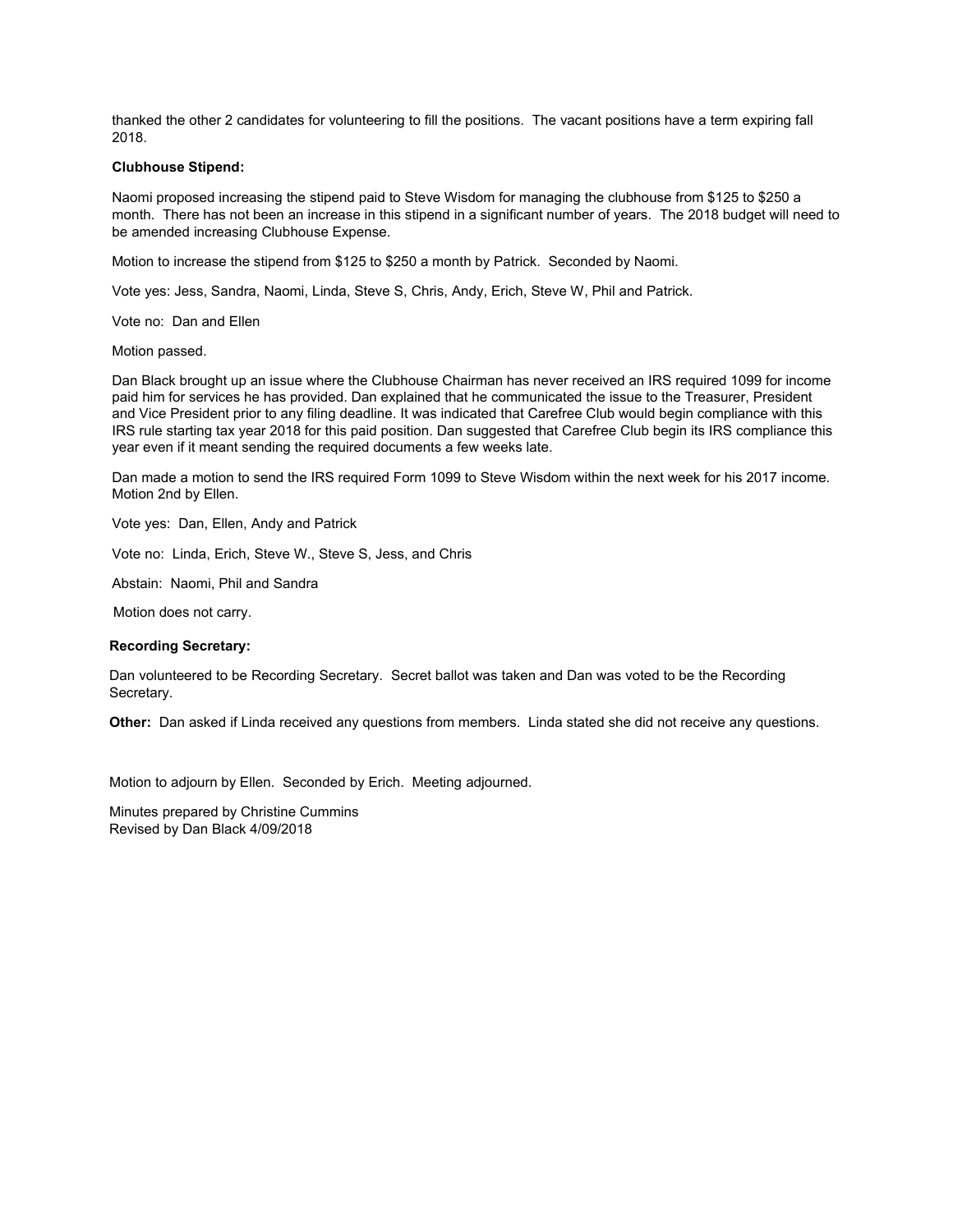thanked the other 2 candidates for volunteering to fill the positions. The vacant positions have a term expiring fall 2018.

**Clubhouse Stipend:**

Naomi proposed increasing the stipend paid to Steve Wisdom for managing the clubhouse from $125 to $250 a month. There has not been an increase in this stipend in a significant number of years. The 2018 budget will need to be amended increasing Clubhouse Expense.

Motion to increase the stipend from $125 to $250 a month by Patrick. Seconded by Naomi.

Vote yes: Jess, Sandra, Naomi, Linda, Steve S, Chris, Andy, Erich, Steve W, Phil and Patrick.

Vote no: Dan and Ellen

Motion passed.

Dan Black brought up an issue where the Clubhouse Chairman has never received an IRS required 1099 for income paid him for services he has provided. Dan explained that he communicated the issue to the Treasurer, President and Vice President prior to any filing deadline. It was indicated that Carefree Club would begin compliance with this IRS rule starting tax year 2018 for this paid position. Dan suggested that Carefree Club begin its IRS compliance this year even if it meant sending the required documents a few weeks late.

Dan made a motion to send the IRS required Form 1099 to Steve Wisdom within the next week for his 2017 income. Motion 2nd by Ellen.

Vote yes: Dan, Ellen, Andy and Patrick

Vote no: Linda, Erich, Steve W., Steve S, Jess, and Chris

Abstain: Naomi, Phil and Sandra

Motion does not carry.

**Recording Secretary:**

Dan volunteered to be Recording Secretary. Secret ballot was taken and Dan was voted to be the Recording Secretary.

**Other:** Dan asked if Linda received any questions from members. Linda stated she did not receive any questions.

Motion to adjourn by Ellen. Seconded by Erich. Meeting adjourned.

Minutes prepared by Christine Cummins
Revised by Dan Black 4/09/2018